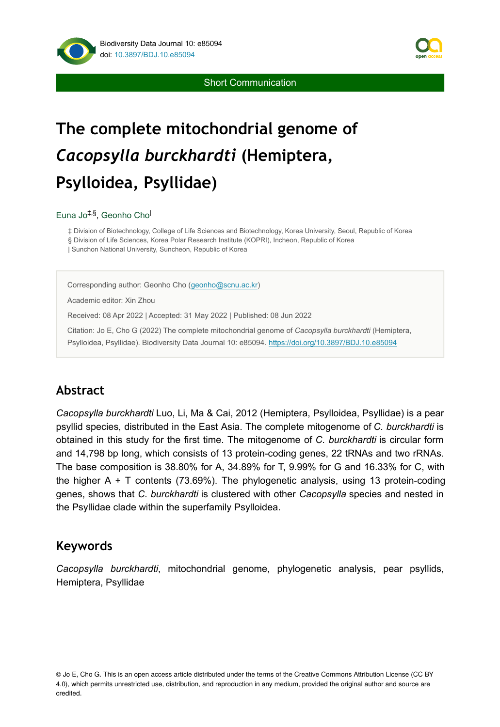Short Communication

# The complete mitochondrial genome of *Cacopsylla burckhardti* (Hemiptera, Psylloidea, Psyllidae)

Euna Jo[‡,§], Geonho Cho[|]

‡ Division of Biotechnology, College of Life Sciences and Biotechnology, Korea University, Seoul, Republic of Korea
§ Division of Life Sciences, Korea Polar Research Institute (KOPRI), Incheon, Republic of Korea
| Sunchon National University, Suncheon, Republic of Korea

Corresponding author: Geonho Cho (geonho@scnu.ac.kr)

Academic editor: Xin Zhou

Received: 08 Apr 2022 | Accepted: 31 May 2022 | Published: 08 Jun 2022

Citation: Jo E, Cho G (2022) The complete mitochondrial genome of *Cacopsylla burckhardti* (Hemiptera, Psylloidea, Psyllidae). Biodiversity Data Journal 10: e85094. https://doi.org/10.3897/BDJ.10.e85094

## Abstract

*Cacopsylla burckhardti* Luo, Li, Ma & Cai, 2012 (Hemiptera, Psylloidea, Psyllidae) is a pear psyllid species, distributed in the East Asia. The complete mitogenome of *C. burckhardti* is obtained in this study for the first time. The mitogenome of *C. burckhardti* is circular form and 14,798 bp long, which consists of 13 protein-coding genes, 22 tRNAs and two rRNAs. The base composition is 38.80% for A, 34.89% for T, 9.99% for G and 16.33% for C, with the higher A + T contents (73.69%). The phylogenetic analysis, using 13 protein-coding genes, shows that *C. burckhardti* is clustered with other *Cacopsylla* species and nested in the Psyllidae clade within the superfamily Psylloidea.

## Keywords

*Cacopsylla burckhardti*, mitochondrial genome, phylogenetic analysis, pear psyllids, Hemiptera, Psyllidae

© Jo E, Cho G. This is an open access article distributed under the terms of the Creative Commons Attribution License (CC BY 4.0), which permits unrestricted use, distribution, and reproduction in any medium, provided the original author and source are credited.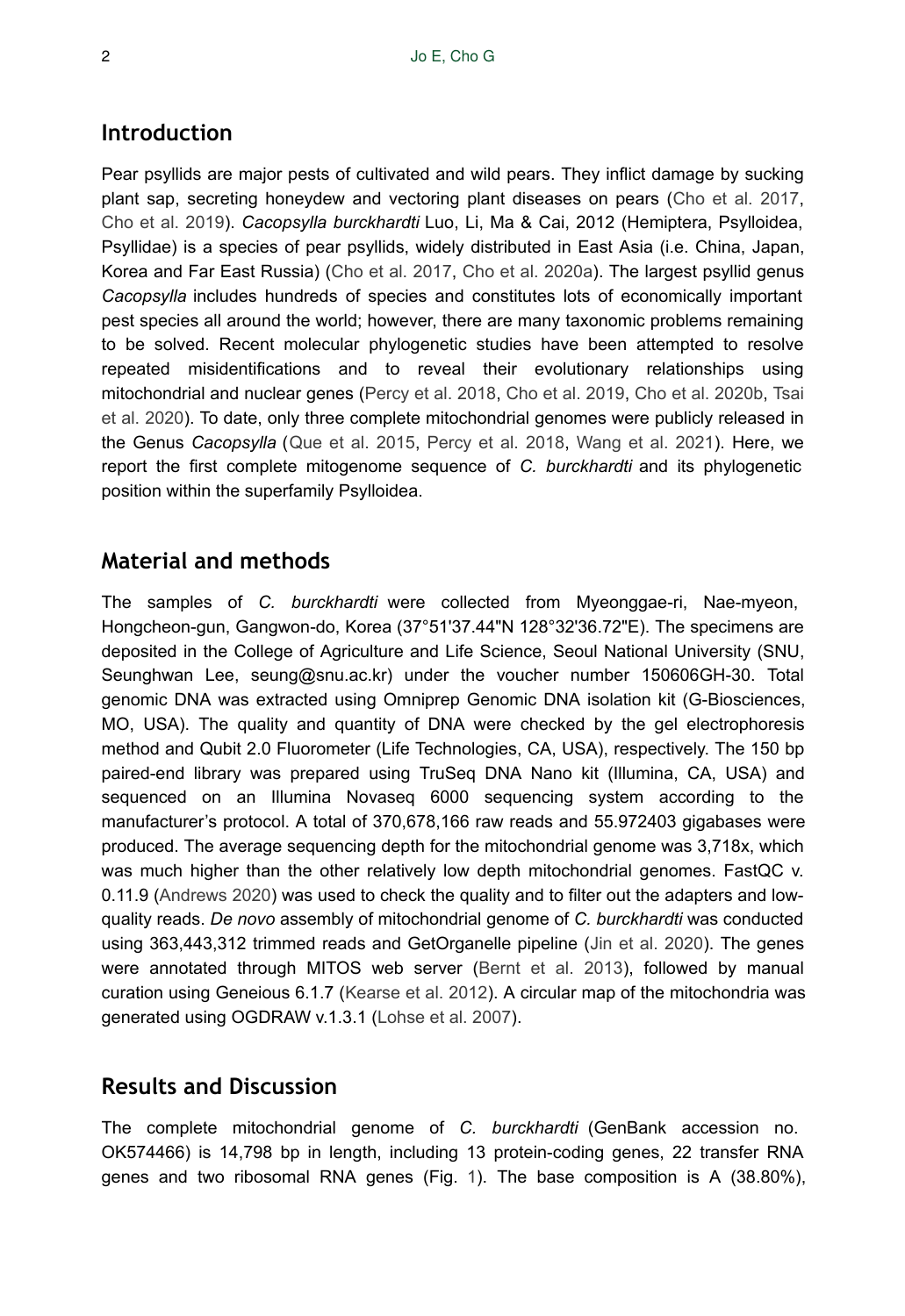## Introduction

Pear psyllids are major pests of cultivated and wild pears. They inflict damage by sucking plant sap, secreting honeydew and vectoring plant diseases on pears (Cho et al. 2017, Cho et al. 2019). *Cacopsylla burckhardti* Luo, Li, Ma & Cai, 2012 (Hemiptera, Psylloidea, Psyllidae) is a species of pear psyllids, widely distributed in East Asia (i.e. China, Japan, Korea and Far East Russia) (Cho et al. 2017, Cho et al. 2020a). The largest psyllid genus *Cacopsylla* includes hundreds of species and constitutes lots of economically important pest species all around the world; however, there are many taxonomic problems remaining to be solved. Recent molecular phylogenetic studies have been attempted to resolve repeated misidentifications and to reveal their evolutionary relationships using mitochondrial and nuclear genes (Percy et al. 2018, Cho et al. 2019, Cho et al. 2020b, Tsai et al. 2020). To date, only three complete mitochondrial genomes were publicly released in the Genus *Cacopsylla* (Que et al. 2015, Percy et al. 2018, Wang et al. 2021). Here, we report the first complete mitogenome sequence of *C. burckhardti* and its phylogenetic position within the superfamily Psylloidea.

## Material and methods

The samples of *C. burckhardti* were collected from Myeonggae-ri, Nae-myeon, Hongcheon-gun, Gangwon-do, Korea (37°51'37.44"N 128°32'36.72"E). The specimens are deposited in the College of Agriculture and Life Science, Seoul National University (SNU, Seunghwan Lee, seung@snu.ac.kr) under the voucher number 150606GH-30. Total genomic DNA was extracted using Omniprep Genomic DNA isolation kit (G-Biosciences, MO, USA). The quality and quantity of DNA were checked by the gel electrophoresis method and Qubit 2.0 Fluorometer (Life Technologies, CA, USA), respectively. The 150 bp paired-end library was prepared using TruSeq DNA Nano kit (Illumina, CA, USA) and sequenced on an Illumina Novaseq 6000 sequencing system according to the manufacturer's protocol. A total of 370,678,166 raw reads and 55.972403 gigabases were produced. The average sequencing depth for the mitochondrial genome was 3,718x, which was much higher than the other relatively low depth mitochondrial genomes. FastQC v. 0.11.9 (Andrews 2020) was used to check the quality and to filter out the adapters and low-quality reads. *De novo* assembly of mitochondrial genome of *C. burckhardti* was conducted using 363,443,312 trimmed reads and GetOrganelle pipeline (Jin et al. 2020). The genes were annotated through MITOS web server (Bernt et al. 2013), followed by manual curation using Geneious 6.1.7 (Kearse et al. 2012). A circular map of the mitochondria was generated using OGDRAW v.1.3.1 (Lohse et al. 2007).

## Results and Discussion

The complete mitochondrial genome of *C. burckhardti* (GenBank accession no. OK574466) is 14,798 bp in length, including 13 protein-coding genes, 22 transfer RNA genes and two ribosomal RNA genes (Fig. 1). The base composition is A (38.80%),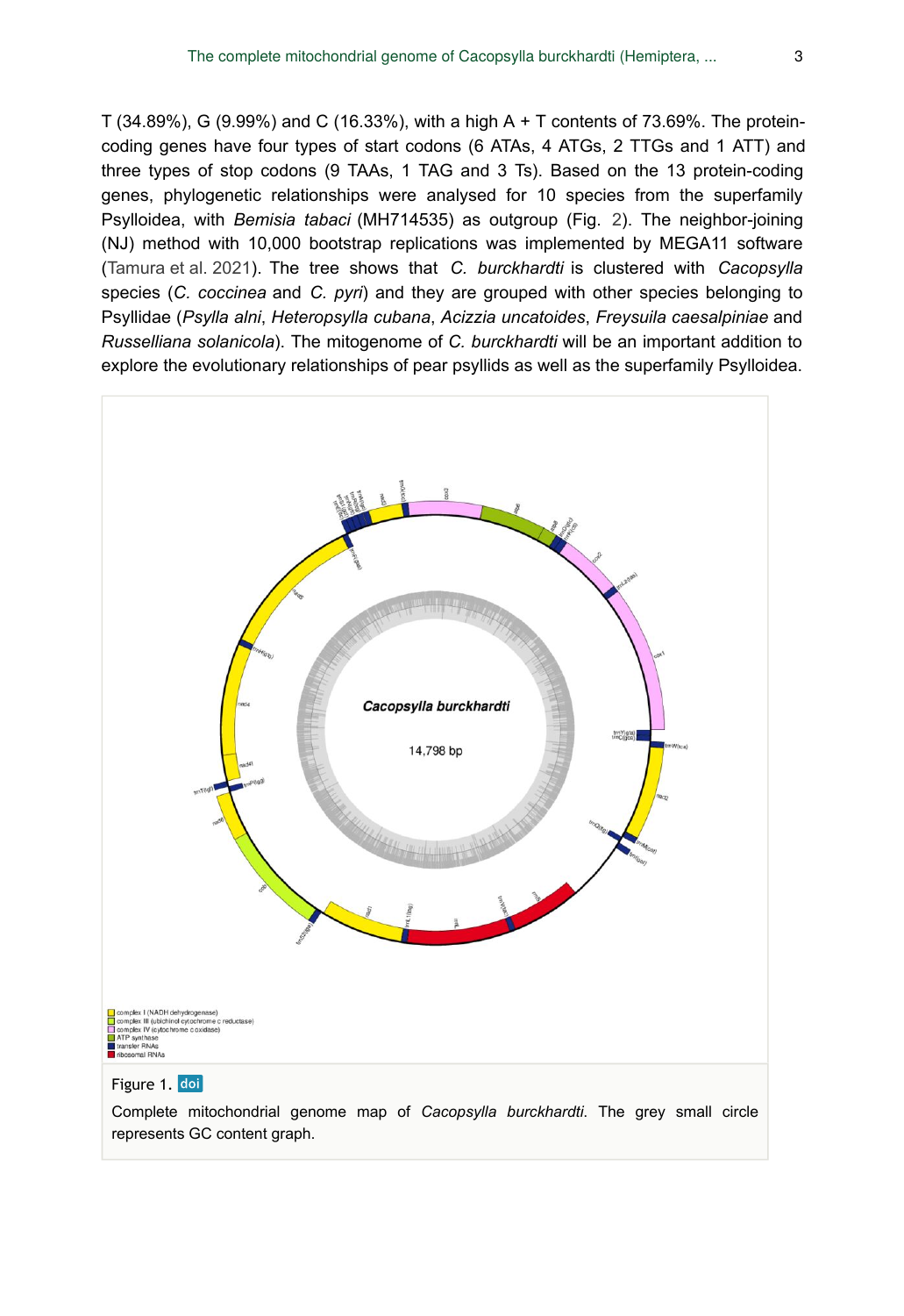T (34.89%), G (9.99%) and C (16.33%), with a high A + T contents of 73.69%. The protein-coding genes have four types of start codons (6 ATAs, 4 ATGs, 2 TTGs and 1 ATT) and three types of stop codons (9 TAAs, 1 TAG and 3 Ts). Based on the 13 protein-coding genes, phylogenetic relationships were analysed for 10 species from the superfamily Psylloidea, with *Bemisia tabaci* (MH714535) as outgroup (Fig. 2). The neighbor-joining (NJ) method with 10,000 bootstrap replications was implemented by MEGA11 software (Tamura et al. 2021). The tree shows that *C. burckhardti* is clustered with *Cacopsylla* species (*C. coccinea* and *C. pyri*) and they are grouped with other species belonging to Psyllidae (*Psylla alni*, *Heteropsylla cubana*, *Acizzia uncatoides*, *Freysuila caesalpiniae* and *Russelliana solanicola*). The mitogenome of *C. burckhardti* will be an important addition to explore the evolutionary relationships of pear psyllids as well as the superfamily Psylloidea.

Figure 1. doi

Complete mitochondrial genome map of *Cacopsylla burckhardti*. The grey small circle represents GC content graph.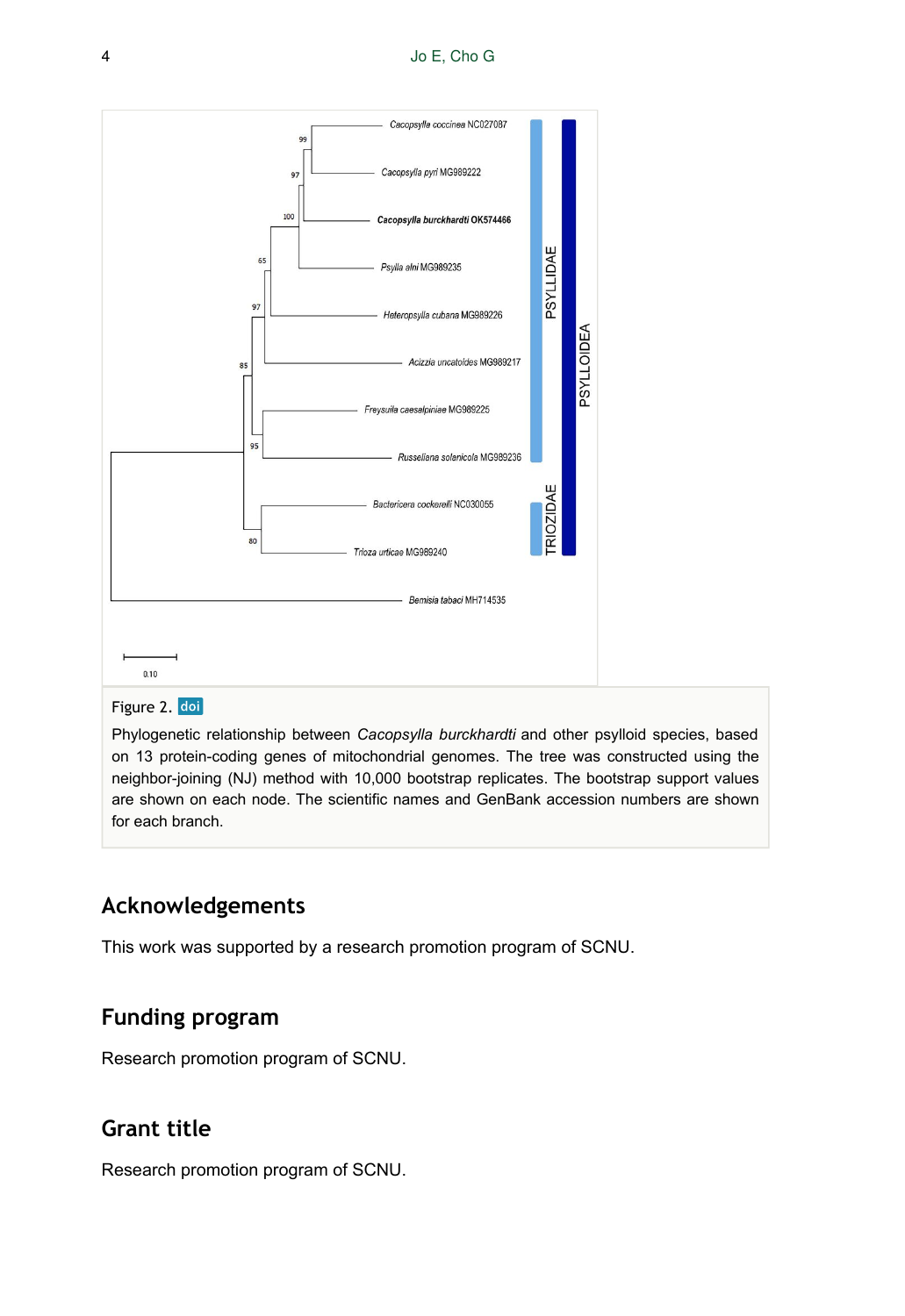Figure 2. doi

Phylogenetic relationship between *Cacopsylla burckhardti* and other psylloid species, based on 13 protein-coding genes of mitochondrial genomes. The tree was constructed using the neighbor-joining (NJ) method with 10,000 bootstrap replicates. The bootstrap support values are shown on each node. The scientific names and GenBank accession numbers are shown for each branch.

## Acknowledgements

This work was supported by a research promotion program of SCNU.

## Funding program

Research promotion program of SCNU.

## Grant title

Research promotion program of SCNU.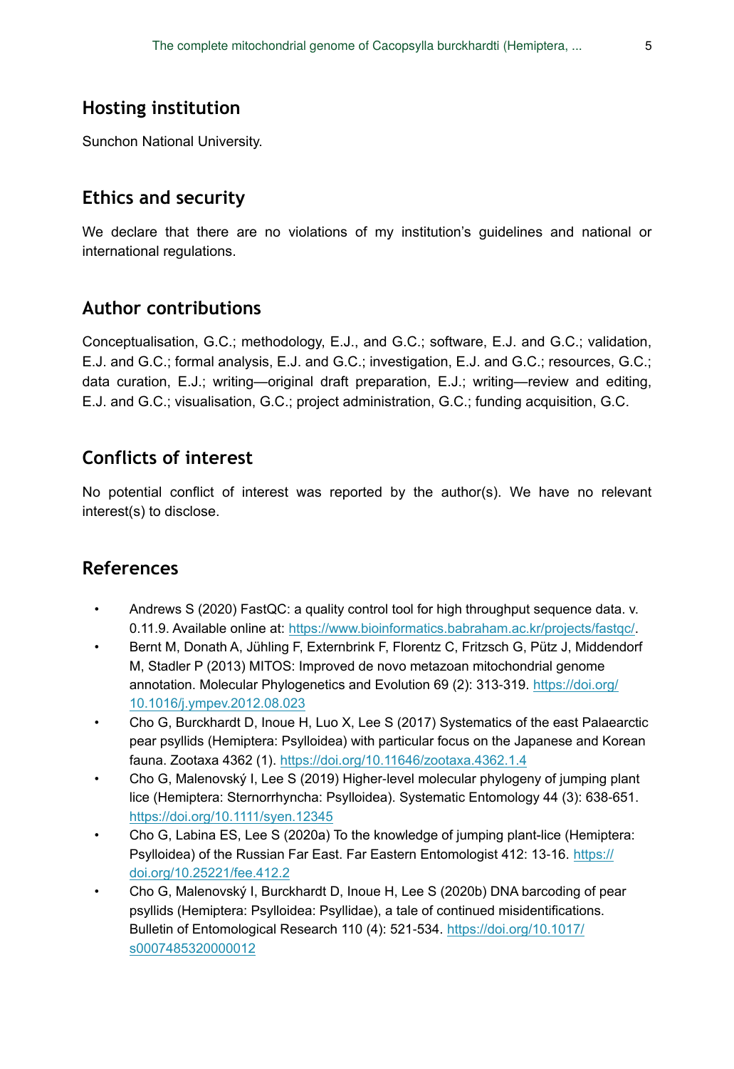## Hosting institution

Sunchon National University.

## Ethics and security

We declare that there are no violations of my institution's guidelines and national or international regulations.

## Author contributions

Conceptualisation, G.C.; methodology, E.J., and G.C.; software, E.J. and G.C.; validation, E.J. and G.C.; formal analysis, E.J. and G.C.; investigation, E.J. and G.C.; resources, G.C.; data curation, E.J.; writing—original draft preparation, E.J.; writing—review and editing, E.J. and G.C.; visualisation, G.C.; project administration, G.C.; funding acquisition, G.C.

## Conflicts of interest

No potential conflict of interest was reported by the author(s). We have no relevant interest(s) to disclose.

## References

- Andrews S (2020) FastQC: a quality control tool for high throughput sequence data. v. 0.11.9. Available online at: https://www.bioinformatics.babraham.ac.kr/projects/fastqc/.
- Bernt M, Donath A, Jühling F, Externbrink F, Florentz C, Fritzsch G, Pütz J, Middendorf M, Stadler P (2013) MITOS: Improved de novo metazoan mitochondrial genome annotation. Molecular Phylogenetics and Evolution 69 (2): 313-319. https://doi.org/10.1016/j.ympev.2012.08.023
- Cho G, Burckhardt D, Inoue H, Luo X, Lee S (2017) Systematics of the east Palaearctic pear psyllids (Hemiptera: Psylloidea) with particular focus on the Japanese and Korean fauna. Zootaxa 4362 (1). https://doi.org/10.11646/zootaxa.4362.1.4
- Cho G, Malenovský I, Lee S (2019) Higher-level molecular phylogeny of jumping plant lice (Hemiptera: Sternorrhyncha: Psylloidea). Systematic Entomology 44 (3): 638-651. https://doi.org/10.1111/syen.12345
- Cho G, Labina ES, Lee S (2020a) To the knowledge of jumping plant-lice (Hemiptera: Psylloidea) of the Russian Far East. Far Eastern Entomologist 412: 13-16. https://doi.org/10.25221/fee.412.2
- Cho G, Malenovský I, Burckhardt D, Inoue H, Lee S (2020b) DNA barcoding of pear psyllids (Hemiptera: Psylloidea: Psyllidae), a tale of continued misidentifications. Bulletin of Entomological Research 110 (4): 521-534. https://doi.org/10.1017/s0007485320000012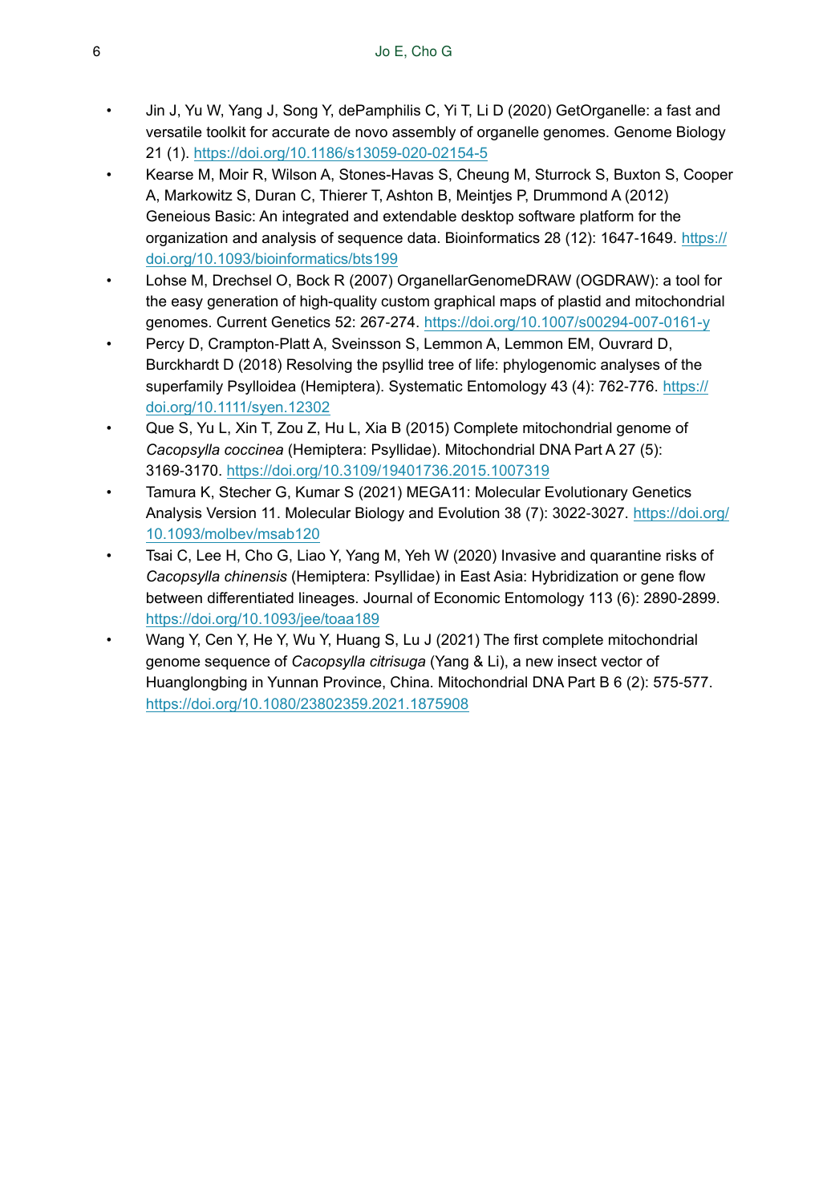- Jin J, Yu W, Yang J, Song Y, dePamphilis C, Yi T, Li D (2020) GetOrganelle: a fast and versatile toolkit for accurate de novo assembly of organelle genomes. Genome Biology 21 (1). https://doi.org/10.1186/s13059-020-02154-5
- Kearse M, Moir R, Wilson A, Stones-Havas S, Cheung M, Sturrock S, Buxton S, Cooper A, Markowitz S, Duran C, Thierer T, Ashton B, Meintjes P, Drummond A (2012) Geneious Basic: An integrated and extendable desktop software platform for the organization and analysis of sequence data. Bioinformatics 28 (12): 1647-1649. https://doi.org/10.1093/bioinformatics/bts199
- Lohse M, Drechsel O, Bock R (2007) OrganellarGenomeDRAW (OGDRAW): a tool for the easy generation of high-quality custom graphical maps of plastid and mitochondrial genomes. Current Genetics 52: 267-274. https://doi.org/10.1007/s00294-007-0161-y
- Percy D, Crampton-Platt A, Sveinsson S, Lemmon A, Lemmon EM, Ouvrard D, Burckhardt D (2018) Resolving the psyllid tree of life: phylogenomic analyses of the superfamily Psylloidea (Hemiptera). Systematic Entomology 43 (4): 762-776. https://doi.org/10.1111/syen.12302
- Que S, Yu L, Xin T, Zou Z, Hu L, Xia B (2015) Complete mitochondrial genome of *Cacopsylla coccinea* (Hemiptera: Psyllidae). Mitochondrial DNA Part A 27 (5): 3169-3170. https://doi.org/10.3109/19401736.2015.1007319
- Tamura K, Stecher G, Kumar S (2021) MEGA11: Molecular Evolutionary Genetics Analysis Version 11. Molecular Biology and Evolution 38 (7): 3022-3027. https://doi.org/10.1093/molbev/msab120
- Tsai C, Lee H, Cho G, Liao Y, Yang M, Yeh W (2020) Invasive and quarantine risks of *Cacopsylla chinensis* (Hemiptera: Psyllidae) in East Asia: Hybridization or gene flow between differentiated lineages. Journal of Economic Entomology 113 (6): 2890-2899. https://doi.org/10.1093/jee/toaa189
- Wang Y, Cen Y, He Y, Wu Y, Huang S, Lu J (2021) The first complete mitochondrial genome sequence of *Cacopsylla citrisuga* (Yang & Li), a new insect vector of Huanglongbing in Yunnan Province, China. Mitochondrial DNA Part B 6 (2): 575-577. https://doi.org/10.1080/23802359.2021.1875908